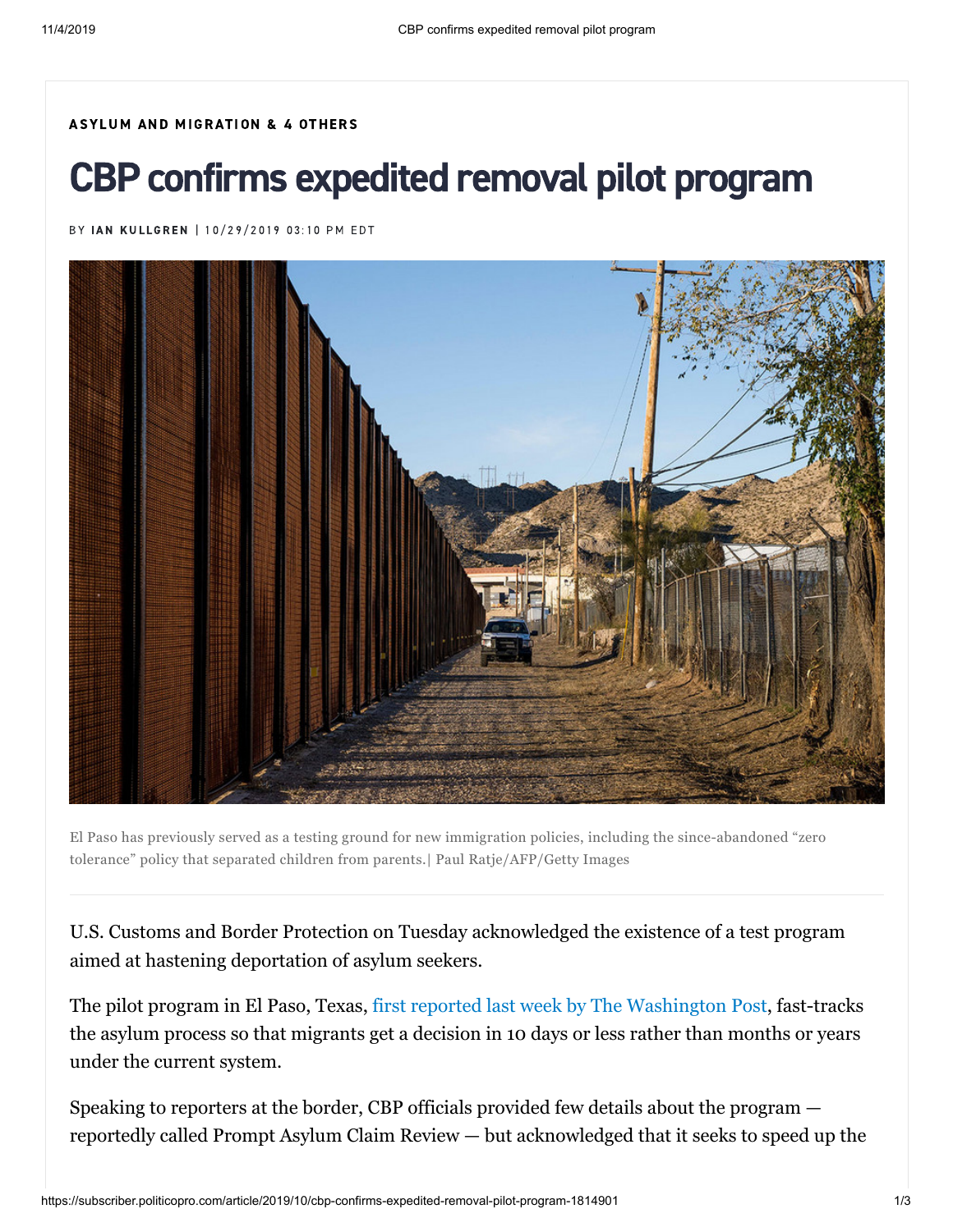ASYLUM AND MIGRATION & 4 OTHERS

# CBP confirms expedited removal pilot program

BY **IAN KULLGREN** | 10/29/2019 03:10 PM EDT

El Paso has previously served as a testing ground for new immigration policies, including the since-abandoned "zero tolerance" policy that separated children from parents.| Paul Ratje/AFP/Getty Images

U.S. Customs and Border Protection on Tuesday acknowledged the existence of a test program aimed at hastening deportation of asylum seekers.

The pilot program in El Paso, Texas, first reported last week by The Washington Post, fast-tracks the asylum process so that migrants get a decision in 10 days or less rather than months or years under the current system.

Speaking to reporters at the border, CBP officials provided few details about the program — reportedly called Prompt Asylum Claim Review — but acknowledged that it seeks to speed up the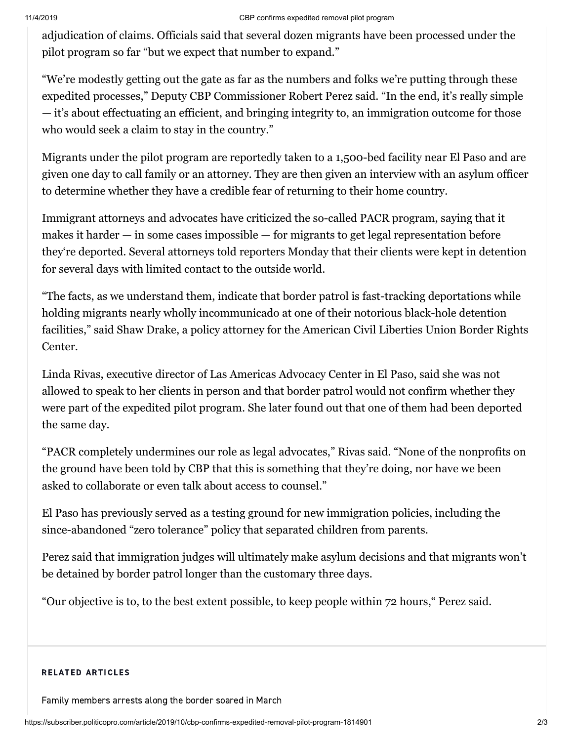adjudication of claims. Officials said that several dozen migrants have been processed under the pilot program so far "but we expect that number to expand."

"We're modestly getting out the gate as far as the numbers and folks we're putting through these expedited processes," Deputy CBP Commissioner Robert Perez said. "In the end, it's really simple — it's about effectuating an efficient, and bringing integrity to, an immigration outcome for those who would seek a claim to stay in the country."

Migrants under the pilot program are reportedly taken to a 1,500-bed facility near El Paso and are given one day to call family or an attorney. They are then given an interview with an asylum officer to determine whether they have a credible fear of returning to their home country.

Immigrant attorneys and advocates have criticized the so-called PACR program, saying that it makes it harder — in some cases impossible — for migrants to get legal representation before they're deported. Several attorneys told reporters Monday that their clients were kept in detention for several days with limited contact to the outside world.

"The facts, as we understand them, indicate that border patrol is fast-tracking deportations while holding migrants nearly wholly incommunicado at one of their notorious black-hole detention facilities," said Shaw Drake, a policy attorney for the American Civil Liberties Union Border Rights Center.

Linda Rivas, executive director of Las Americas Advocacy Center in El Paso, said she was not allowed to speak to her clients in person and that border patrol would not confirm whether they were part of the expedited pilot program. She later found out that one of them had been deported the same day.

"PACR completely undermines our role as legal advocates," Rivas said. "None of the nonprofits on the ground have been told by CBP that this is something that they're doing, nor have we been asked to collaborate or even talk about access to counsel."

El Paso has previously served as a testing ground for new immigration policies, including the since-abandoned "zero tolerance" policy that separated children from parents.

Perez said that immigration judges will ultimately make asylum decisions and that migrants won't be detained by border patrol longer than the customary three days.

"Our objective is to, to the best extent possible, to keep people within 72 hours," Perez said.

**RELATED ARTICLES**

Family members arrests along the border soared in March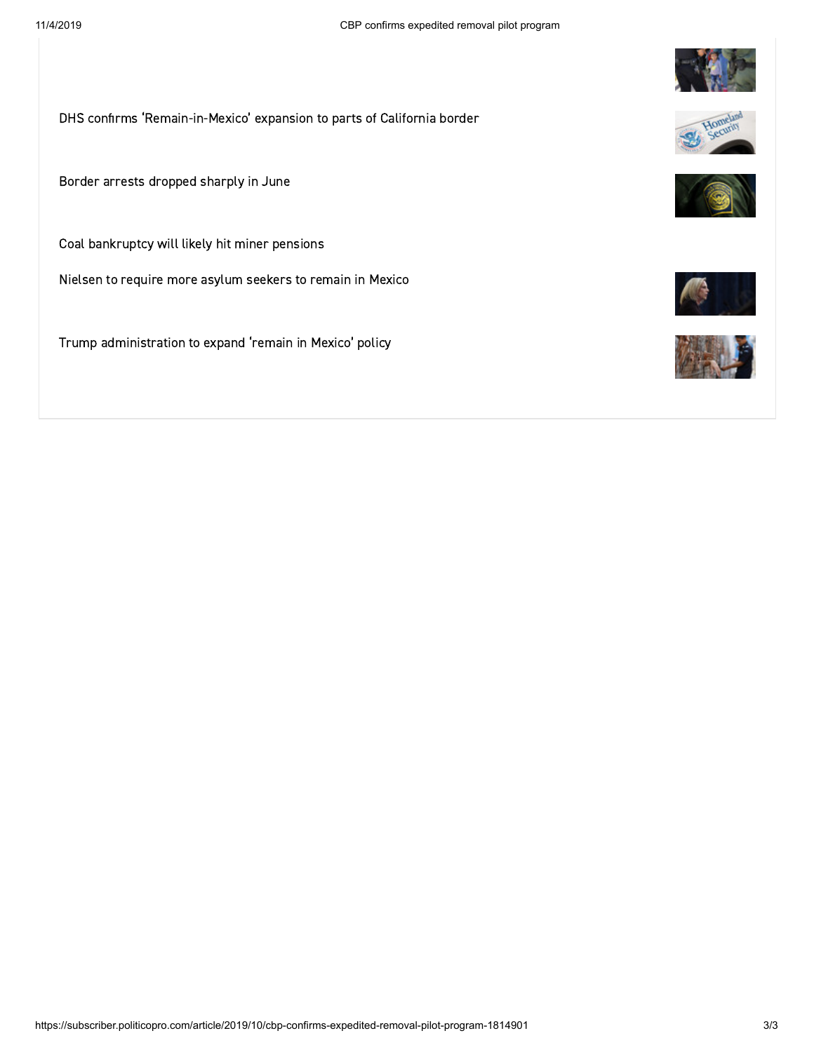DHS confirms 'Remain-in-Mexico' expansion to parts of California border

Border arrests dropped sharply in June

Coal bankruptcy will likely hit miner pensions

Nielsen to require more asylum seekers to remain in Mexico

Trump administration to expand 'remain in Mexico' policy